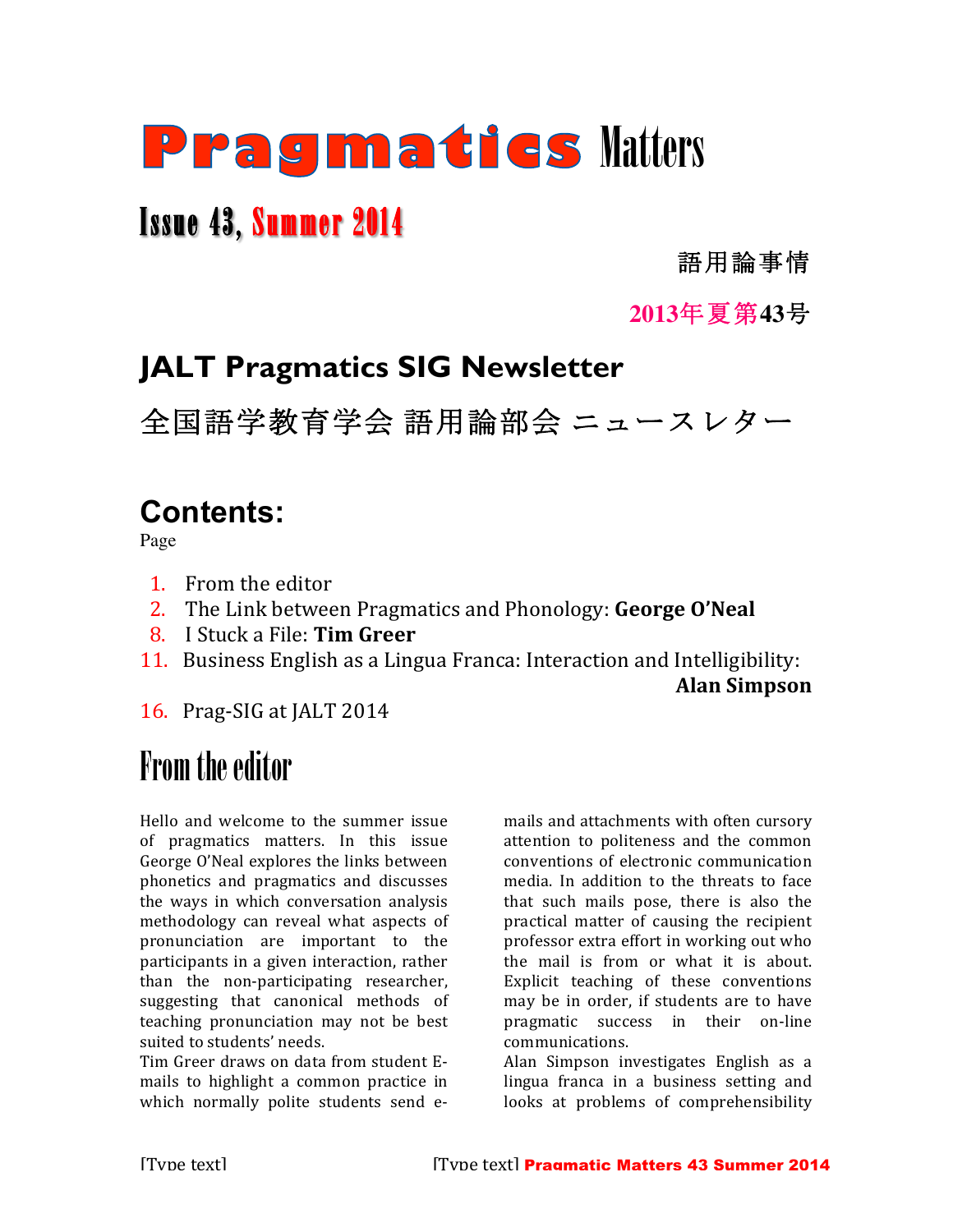# Pragmatics Matters

## Issue 43, Summer 2014

語用論事情

2013年夏第43号

## JALT Pragmatics SIG Newsletter

全国語学教育学会 語用論部会 ニュースレター

## Contents:

Page

1. From the editor
2. The Link between Pragmatics and Phonology: **George O'Neal**
8. I Stuck a File: **Tim Greer**
11. Business English as a Lingua Franca: Interaction and Intelligibility: **Alan Simpson**
16. Prag-SIG at JALT 2014

## From the editor

Hello and welcome to the summer issue of pragmatics matters. In this issue George O'Neal explores the links between phonetics and pragmatics and discusses the ways in which conversation analysis methodology can reveal what aspects of pronunciation are important to the participants in a given interaction, rather than the non-participating researcher, suggesting that canonical methods of teaching pronunciation may not be best suited to students' needs.

Tim Greer draws on data from student E-mails to highlight a common practice in which normally polite students send e-mails and attachments with often cursory attention to politeness and the common conventions of electronic communication media. In addition to the threats to face that such mails pose, there is also the practical matter of causing the recipient professor extra effort in working out who the mail is from or what it is about. Explicit teaching of these conventions may be in order, if students are to have pragmatic success in their on-line communications.

Alan Simpson investigates English as a lingua franca in a business setting and looks at problems of comprehensibility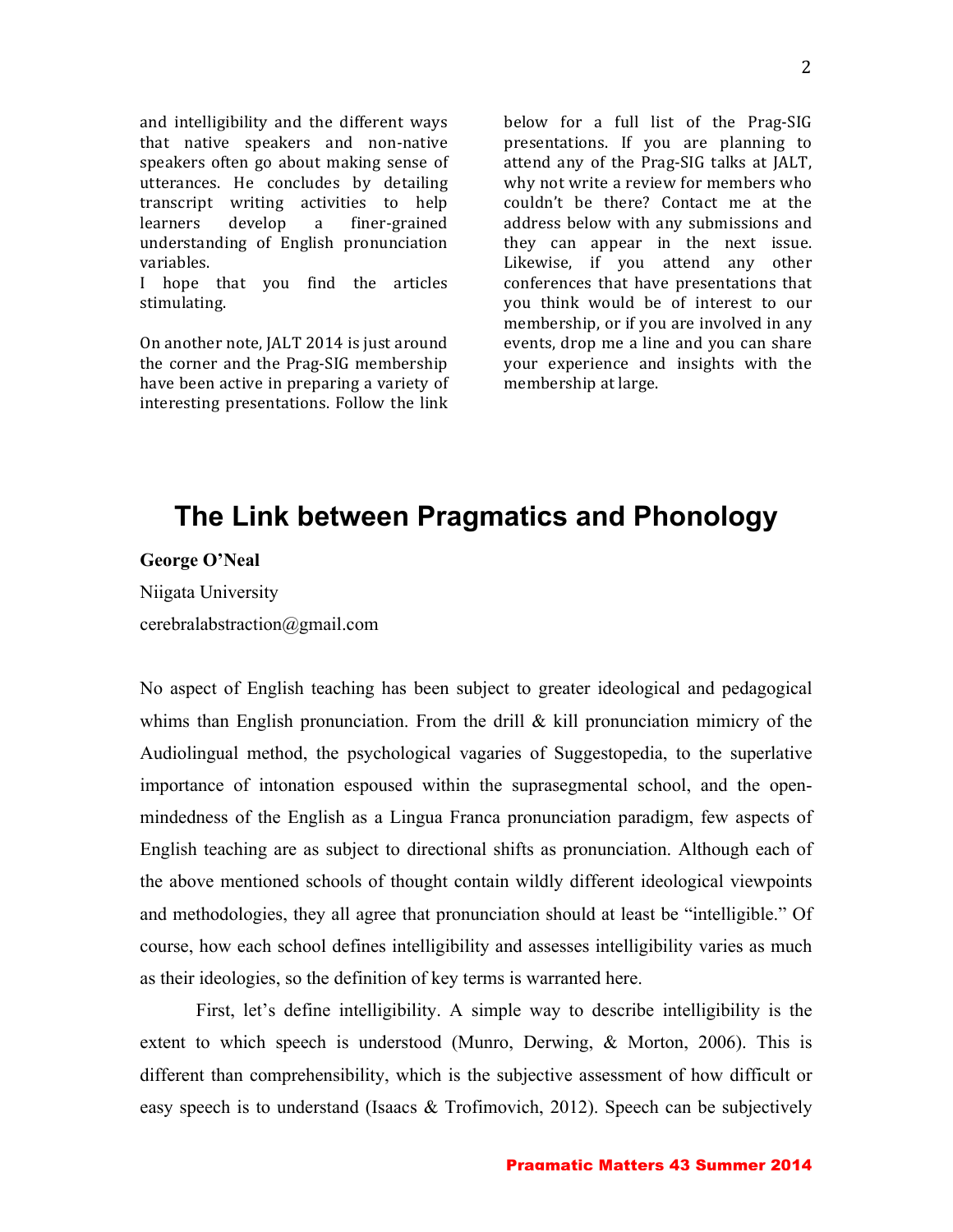and intelligibility and the different ways that native speakers and non-native speakers often go about making sense of utterances. He concludes by detailing transcript writing activities to help learners develop a finer-grained understanding of English pronunciation variables.

I hope that you find the articles stimulating.

On another note, JALT 2014 is just around the corner and the Prag-SIG membership have been active in preparing a variety of interesting presentations. Follow the link below for a full list of the Prag-SIG presentations. If you are planning to attend any of the Prag-SIG talks at JALT, why not write a review for members who couldn't be there? Contact me at the address below with any submissions and they can appear in the next issue. Likewise, if you attend any other conferences that have presentations that you think would be of interest to our membership, or if you are involved in any events, drop me a line and you can share your experience and insights with the membership at large.

# The Link between Pragmatics and Phonology

**George O'Neal**

Niigata University

cerebralabstraction@gmail.com

No aspect of English teaching has been subject to greater ideological and pedagogical whims than English pronunciation. From the drill & kill pronunciation mimicry of the Audiolingual method, the psychological vagaries of Suggestopedia, to the superlative importance of intonation espoused within the suprasegmental school, and the open-mindedness of the English as a Lingua Franca pronunciation paradigm, few aspects of English teaching are as subject to directional shifts as pronunciation. Although each of the above mentioned schools of thought contain wildly different ideological viewpoints and methodologies, they all agree that pronunciation should at least be "intelligible." Of course, how each school defines intelligibility and assesses intelligibility varies as much as their ideologies, so the definition of key terms is warranted here.

First, let's define intelligibility. A simple way to describe intelligibility is the extent to which speech is understood (Munro, Derwing, & Morton, 2006). This is different than comprehensibility, which is the subjective assessment of how difficult or easy speech is to understand (Isaacs & Trofimovich, 2012). Speech can be subjectively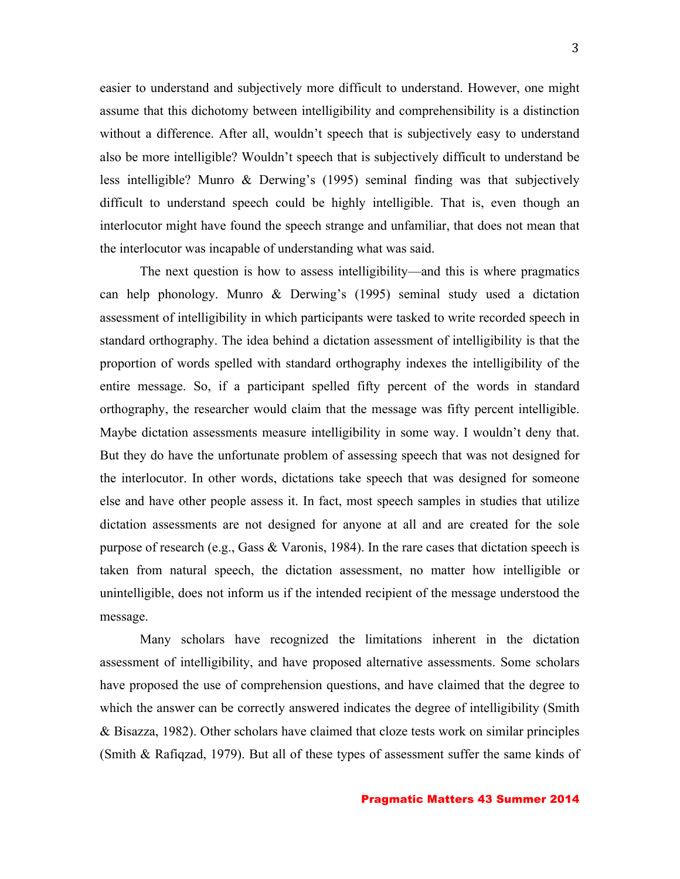easier to understand and subjectively more difficult to understand. However, one might assume that this dichotomy between intelligibility and comprehensibility is a distinction without a difference. After all, wouldn't speech that is subjectively easy to understand also be more intelligible? Wouldn't speech that is subjectively difficult to understand be less intelligible? Munro & Derwing's (1995) seminal finding was that subjectively difficult to understand speech could be highly intelligible. That is, even though an interlocutor might have found the speech strange and unfamiliar, that does not mean that the interlocutor was incapable of understanding what was said.

The next question is how to assess intelligibility—and this is where pragmatics can help phonology. Munro & Derwing's (1995) seminal study used a dictation assessment of intelligibility in which participants were tasked to write recorded speech in standard orthography. The idea behind a dictation assessment of intelligibility is that the proportion of words spelled with standard orthography indexes the intelligibility of the entire message. So, if a participant spelled fifty percent of the words in standard orthography, the researcher would claim that the message was fifty percent intelligible. Maybe dictation assessments measure intelligibility in some way. I wouldn't deny that. But they do have the unfortunate problem of assessing speech that was not designed for the interlocutor. In other words, dictations take speech that was designed for someone else and have other people assess it. In fact, most speech samples in studies that utilize dictation assessments are not designed for anyone at all and are created for the sole purpose of research (e.g., Gass & Varonis, 1984). In the rare cases that dictation speech is taken from natural speech, the dictation assessment, no matter how intelligible or unintelligible, does not inform us if the intended recipient of the message understood the message.

Many scholars have recognized the limitations inherent in the dictation assessment of intelligibility, and have proposed alternative assessments. Some scholars have proposed the use of comprehension questions, and have claimed that the degree to which the answer can be correctly answered indicates the degree of intelligibility (Smith & Bisazza, 1982). Other scholars have claimed that cloze tests work on similar principles (Smith & Rafiqzad, 1979). But all of these types of assessment suffer the same kinds of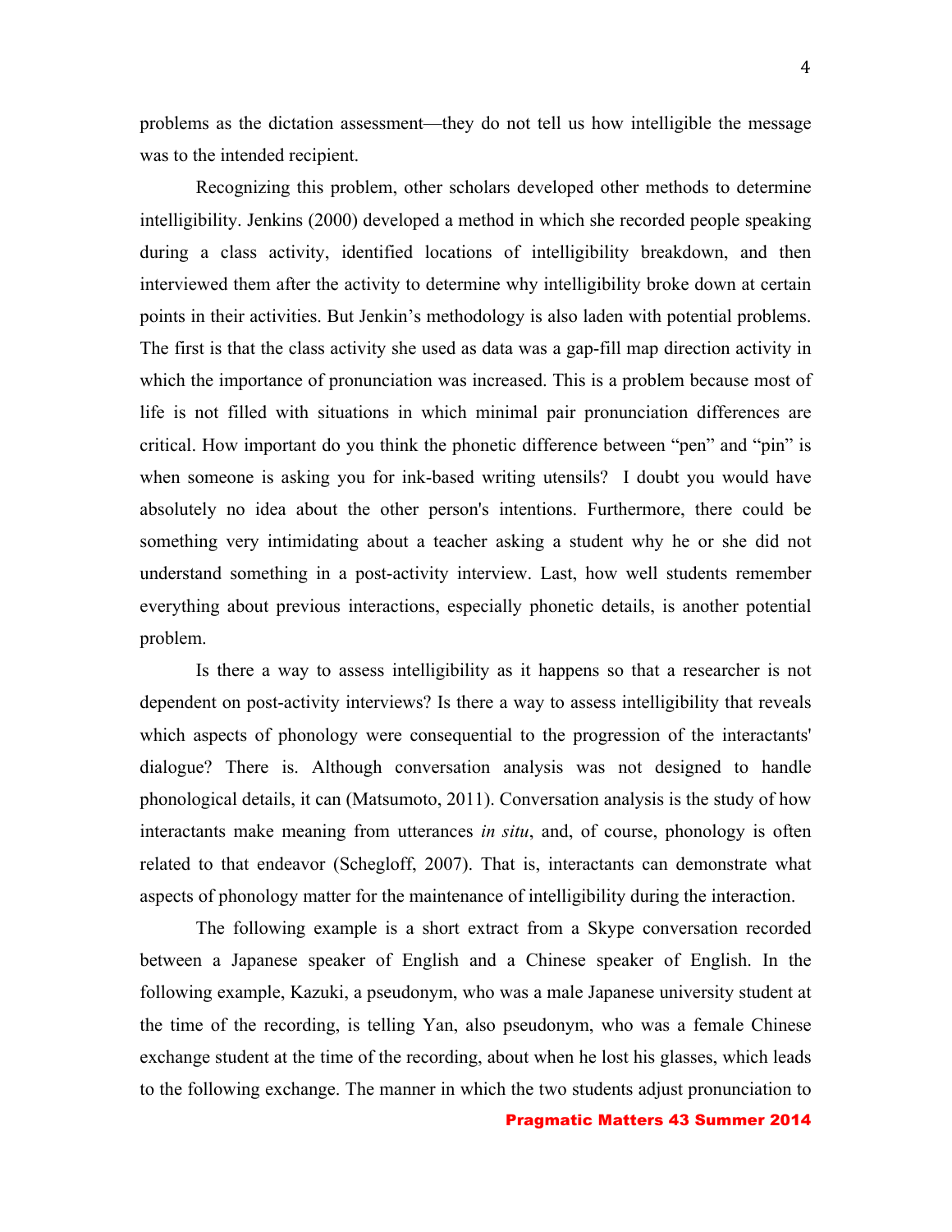problems as the dictation assessment—they do not tell us how intelligible the message was to the intended recipient.

Recognizing this problem, other scholars developed other methods to determine intelligibility. Jenkins (2000) developed a method in which she recorded people speaking during a class activity, identified locations of intelligibility breakdown, and then interviewed them after the activity to determine why intelligibility broke down at certain points in their activities. But Jenkin's methodology is also laden with potential problems. The first is that the class activity she used as data was a gap-fill map direction activity in which the importance of pronunciation was increased. This is a problem because most of life is not filled with situations in which minimal pair pronunciation differences are critical. How important do you think the phonetic difference between "pen" and "pin" is when someone is asking you for ink-based writing utensils? I doubt you would have absolutely no idea about the other person's intentions. Furthermore, there could be something very intimidating about a teacher asking a student why he or she did not understand something in a post-activity interview. Last, how well students remember everything about previous interactions, especially phonetic details, is another potential problem.

Is there a way to assess intelligibility as it happens so that a researcher is not dependent on post-activity interviews? Is there a way to assess intelligibility that reveals which aspects of phonology were consequential to the progression of the interactants' dialogue? There is. Although conversation analysis was not designed to handle phonological details, it can (Matsumoto, 2011). Conversation analysis is the study of how interactants make meaning from utterances *in situ*, and, of course, phonology is often related to that endeavor (Schegloff, 2007). That is, interactants can demonstrate what aspects of phonology matter for the maintenance of intelligibility during the interaction.

The following example is a short extract from a Skype conversation recorded between a Japanese speaker of English and a Chinese speaker of English. In the following example, Kazuki, a pseudonym, who was a male Japanese university student at the time of the recording, is telling Yan, also pseudonym, who was a female Chinese exchange student at the time of the recording, about when he lost his glasses, which leads to the following exchange. The manner in which the two students adjust pronunciation to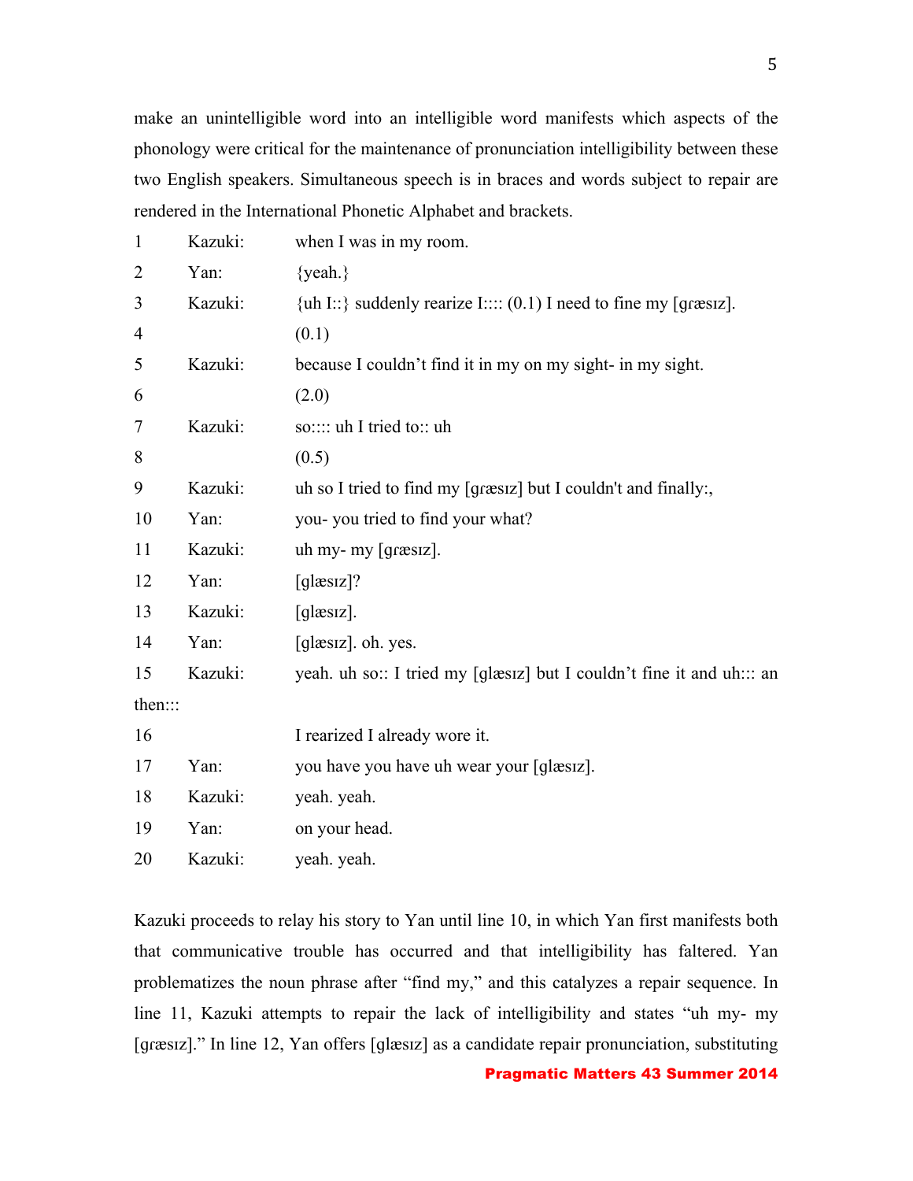make an unintelligible word into an intelligible word manifests which aspects of the phonology were critical for the maintenance of pronunciation intelligibility between these two English speakers. Simultaneous speech is in braces and words subject to repair are rendered in the International Phonetic Alphabet and brackets.

| | | |
|---|---|---|
| 1 | Kazuki: | when I was in my room. |
| 2 | Yan: | {yeah.} |
| 3 | Kazuki: | {uh I::} suddenly rearize I:::: (0.1) I need to fine my [gɾæsɪz]. |
| 4 | | (0.1) |
| 5 | Kazuki: | because I couldn't find it in my on my sight- in my sight. |
| 6 | | (2.0) |
| 7 | Kazuki: | so:::: uh I tried to:: uh |
| 8 | | (0.5) |
| 9 | Kazuki: | uh so I tried to find my [gɾæsɪz] but I couldn't and finally:, |
| 10 | Yan: | you- you tried to find your what? |
| 11 | Kazuki: | uh my- my [gɾæsɪz]. |
| 12 | Yan: | [glæsɪz]? |
| 13 | Kazuki: | [glæsɪz]. |
| 14 | Yan: | [glæsɪz]. oh. yes. |
| 15 | Kazuki: | yeah. uh so:: I tried my [glæsɪz] but I couldn't fine it and uh::: an then::: |
| 16 | | I rearized I already wore it. |
| 17 | Yan: | you have you have uh wear your [glæsɪz]. |
| 18 | Kazuki: | yeah. yeah. |
| 19 | Yan: | on your head. |
| 20 | Kazuki: | yeah. yeah. |

Kazuki proceeds to relay his story to Yan until line 10, in which Yan first manifests both that communicative trouble has occurred and that intelligibility has faltered. Yan problematizes the noun phrase after "find my," and this catalyzes a repair sequence. In line 11, Kazuki attempts to repair the lack of intelligibility and states "uh my- my [gɾæsɪz]." In line 12, Yan offers [glæsɪz] as a candidate repair pronunciation, substituting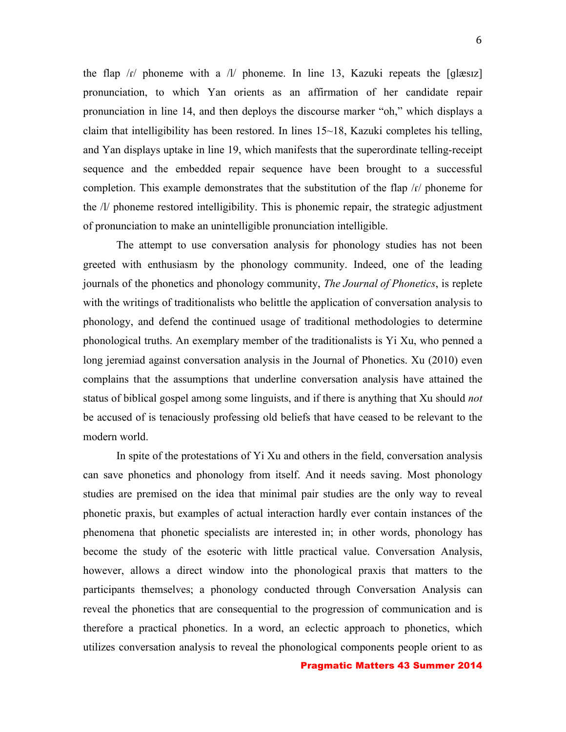the flap /ɾ/ phoneme with a /l/ phoneme. In line 13, Kazuki repeats the [glæsɪz] pronunciation, to which Yan orients as an affirmation of her candidate repair pronunciation in line 14, and then deploys the discourse marker "oh," which displays a claim that intelligibility has been restored. In lines 15~18, Kazuki completes his telling, and Yan displays uptake in line 19, which manifests that the superordinate telling-receipt sequence and the embedded repair sequence have been brought to a successful completion. This example demonstrates that the substitution of the flap /ɾ/ phoneme for the /l/ phoneme restored intelligibility. This is phonemic repair, the strategic adjustment of pronunciation to make an unintelligible pronunciation intelligible.

The attempt to use conversation analysis for phonology studies has not been greeted with enthusiasm by the phonology community. Indeed, one of the leading journals of the phonetics and phonology community, *The Journal of Phonetics*, is replete with the writings of traditionalists who belittle the application of conversation analysis to phonology, and defend the continued usage of traditional methodologies to determine phonological truths. An exemplary member of the traditionalists is Yi Xu, who penned a long jeremiad against conversation analysis in the Journal of Phonetics. Xu (2010) even complains that the assumptions that underline conversation analysis have attained the status of biblical gospel among some linguists, and if there is anything that Xu should *not* be accused of is tenaciously professing old beliefs that have ceased to be relevant to the modern world.

In spite of the protestations of Yi Xu and others in the field, conversation analysis can save phonetics and phonology from itself. And it needs saving. Most phonology studies are premised on the idea that minimal pair studies are the only way to reveal phonetic praxis, but examples of actual interaction hardly ever contain instances of the phenomena that phonetic specialists are interested in; in other words, phonology has become the study of the esoteric with little practical value. Conversation Analysis, however, allows a direct window into the phonological praxis that matters to the participants themselves; a phonology conducted through Conversation Analysis can reveal the phonetics that are consequential to the progression of communication and is therefore a practical phonetics. In a word, an eclectic approach to phonetics, which utilizes conversation analysis to reveal the phonological components people orient to as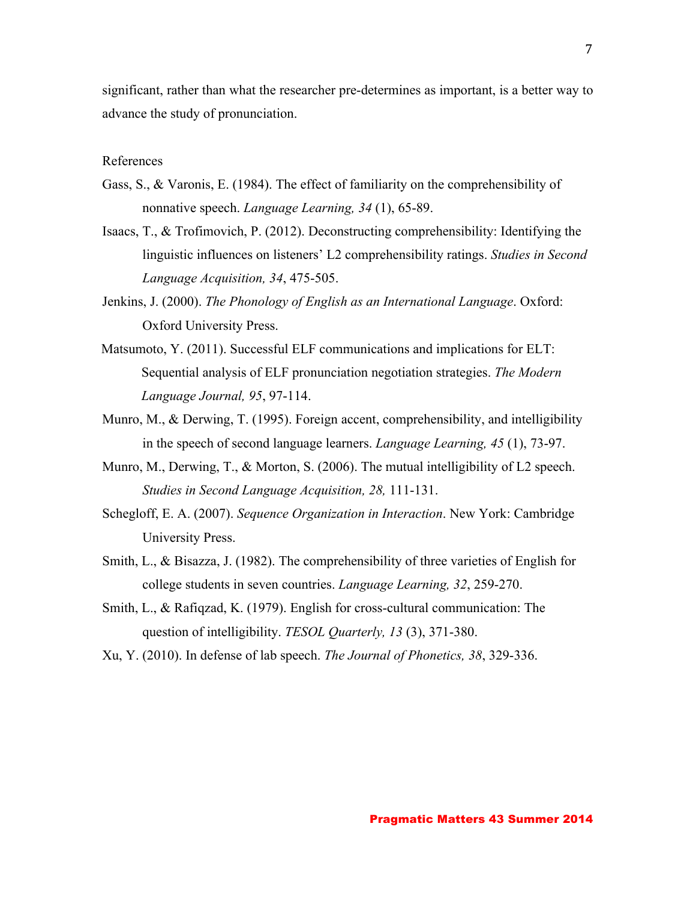significant, rather than what the researcher pre-determines as important, is a better way to advance the study of pronunciation.

References

Gass, S., & Varonis, E. (1984). The effect of familiarity on the comprehensibility of nonnative speech. *Language Learning, 34* (1), 65-89.

Isaacs, T., & Trofimovich, P. (2012). Deconstructing comprehensibility: Identifying the linguistic influences on listeners' L2 comprehensibility ratings. *Studies in Second Language Acquisition, 34*, 475-505.

Jenkins, J. (2000). *The Phonology of English as an International Language*. Oxford: Oxford University Press.

Matsumoto, Y. (2011). Successful ELF communications and implications for ELT: Sequential analysis of ELF pronunciation negotiation strategies. *The Modern Language Journal, 95*, 97-114.

Munro, M., & Derwing, T. (1995). Foreign accent, comprehensibility, and intelligibility in the speech of second language learners. *Language Learning, 45* (1), 73-97.

Munro, M., Derwing, T., & Morton, S. (2006). The mutual intelligibility of L2 speech. *Studies in Second Language Acquisition, 28,* 111-131.

Schegloff, E. A. (2007). *Sequence Organization in Interaction*. New York: Cambridge University Press.

Smith, L., & Bisazza, J. (1982). The comprehensibility of three varieties of English for college students in seven countries. *Language Learning, 32*, 259-270.

Smith, L., & Rafiqzad, K. (1979). English for cross-cultural communication: The question of intelligibility. *TESOL Quarterly, 13* (3), 371-380.

Xu, Y. (2010). In defense of lab speech. *The Journal of Phonetics, 38*, 329-336.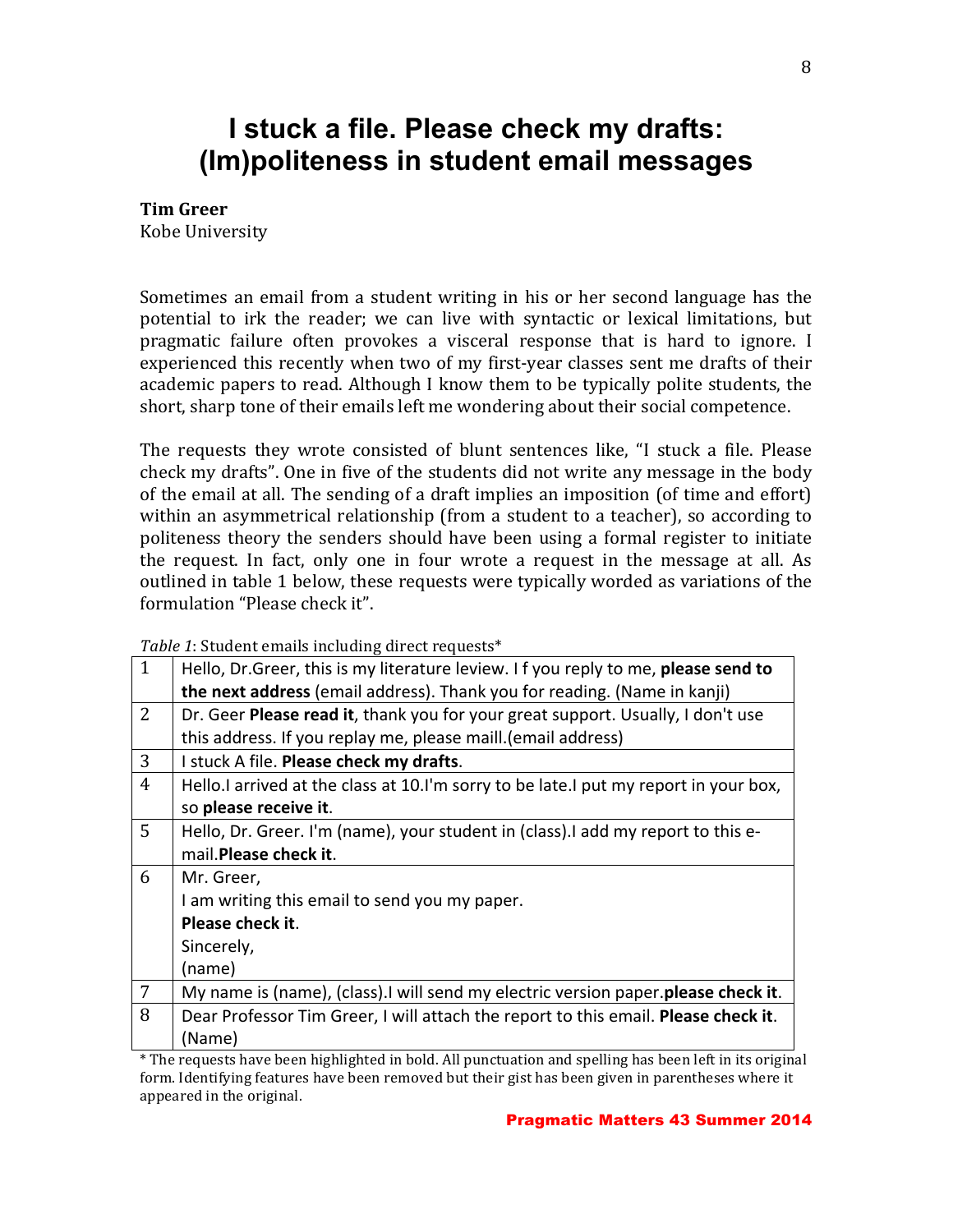# I stuck a file. Please check my drafts: (Im)politeness in student email messages

**Tim Greer**
Kobe University

Sometimes an email from a student writing in his or her second language has the potential to irk the reader; we can live with syntactic or lexical limitations, but pragmatic failure often provokes a visceral response that is hard to ignore. I experienced this recently when two of my first-year classes sent me drafts of their academic papers to read. Although I know them to be typically polite students, the short, sharp tone of their emails left me wondering about their social competence.

The requests they wrote consisted of blunt sentences like, "I stuck a file. Please check my drafts". One in five of the students did not write any message in the body of the email at all. The sending of a draft implies an imposition (of time and effort) within an asymmetrical relationship (from a student to a teacher), so according to politeness theory the senders should have been using a formal register to initiate the request. In fact, only one in four wrote a request in the message at all. As outlined in table 1 below, these requests were typically worded as variations of the formulation "Please check it".

*Table 1*: Student emails including direct requests*

| | |
|---|---|
| 1 | Hello, Dr.Greer, this is my literature leview. I f you reply to me, **please send to the next address** (email address). Thank you for reading. (Name in kanji) |
| 2 | Dr. Geer **Please read it**, thank you for your great support. Usually, I don't use this address. If you replay me, please maill.(email address) |
| 3 | I stuck A file. **Please check my drafts**. |
| 4 | Hello.I arrived at the class at 10.I'm sorry to be late.I put my report in your box, so **please receive it**. |
| 5 | Hello, Dr. Greer. I'm (name), your student in (class).I add my report to this e-mail.**Please check it**. |
| 6 | Mr. Greer,<br>I am writing this email to send you my paper.<br>**Please check it**.<br>Sincerely,<br>(name) |
| 7 | My name is (name), (class).I will send my electric version paper.**please check it**. |
| 8 | Dear Professor Tim Greer, I will attach the report to this email. **Please check it**.<br>(Name) |

\* The requests have been highlighted in bold. All punctuation and spelling has been left in its original form. Identifying features have been removed but their gist has been given in parentheses where it appeared in the original.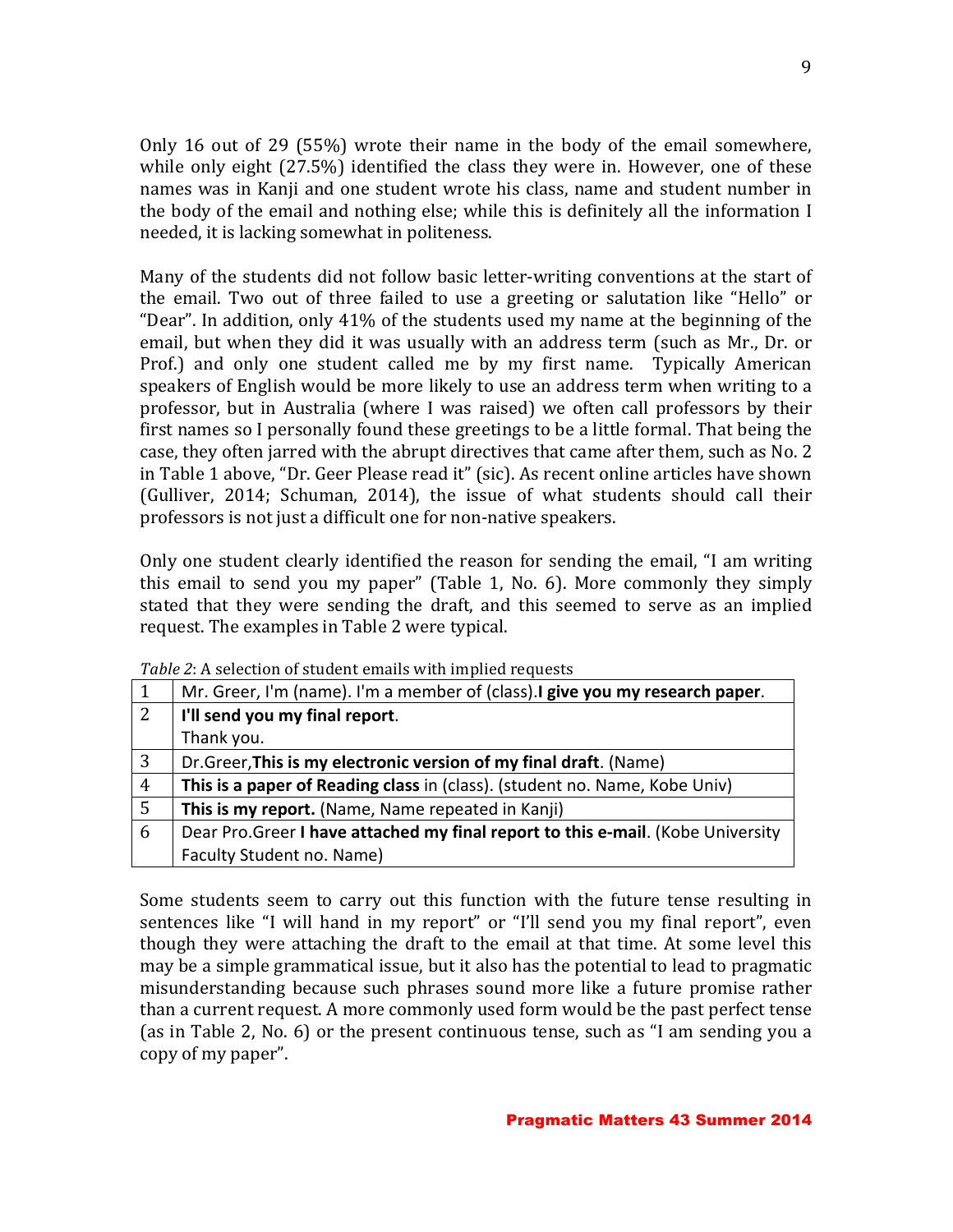Only 16 out of 29 (55%) wrote their name in the body of the email somewhere, while only eight (27.5%) identified the class they were in. However, one of these names was in Kanji and one student wrote his class, name and student number in the body of the email and nothing else; while this is definitely all the information I needed, it is lacking somewhat in politeness.

Many of the students did not follow basic letter-writing conventions at the start of the email. Two out of three failed to use a greeting or salutation like "Hello" or "Dear". In addition, only 41% of the students used my name at the beginning of the email, but when they did it was usually with an address term (such as Mr., Dr. or Prof.) and only one student called me by my first name. Typically American speakers of English would be more likely to use an address term when writing to a professor, but in Australia (where I was raised) we often call professors by their first names so I personally found these greetings to be a little formal. That being the case, they often jarred with the abrupt directives that came after them, such as No. 2 in Table 1 above, "Dr. Geer Please read it" (sic). As recent online articles have shown (Gulliver, 2014; Schuman, 2014), the issue of what students should call their professors is not just a difficult one for non-native speakers.

Only one student clearly identified the reason for sending the email, "I am writing this email to send you my paper" (Table 1, No. 6). More commonly they simply stated that they were sending the draft, and this seemed to serve as an implied request. The examples in Table 2 were typical.

*Table 2*: A selection of student emails with implied requests

| | |
|---|---|
| 1 | Mr. Greer, I'm (name). I'm a member of (class).**I give you my research paper**. |
| 2 | **I'll send you my final report**.<br>Thank you. |
| 3 | Dr.Greer,**This is my electronic version of my final draft**. (Name) |
| 4 | **This is a paper of Reading class** in (class). (student no. Name, Kobe Univ) |
| 5 | **This is my report.** (Name, Name repeated in Kanji) |
| 6 | Dear Pro.Greer **I have attached my final report to this e-mail**. (Kobe University Faculty Student no. Name) |

Some students seem to carry out this function with the future tense resulting in sentences like "I will hand in my report" or "I'll send you my final report", even though they were attaching the draft to the email at that time. At some level this may be a simple grammatical issue, but it also has the potential to lead to pragmatic misunderstanding because such phrases sound more like a future promise rather than a current request. A more commonly used form would be the past perfect tense (as in Table 2, No. 6) or the present continuous tense, such as "I am sending you a copy of my paper".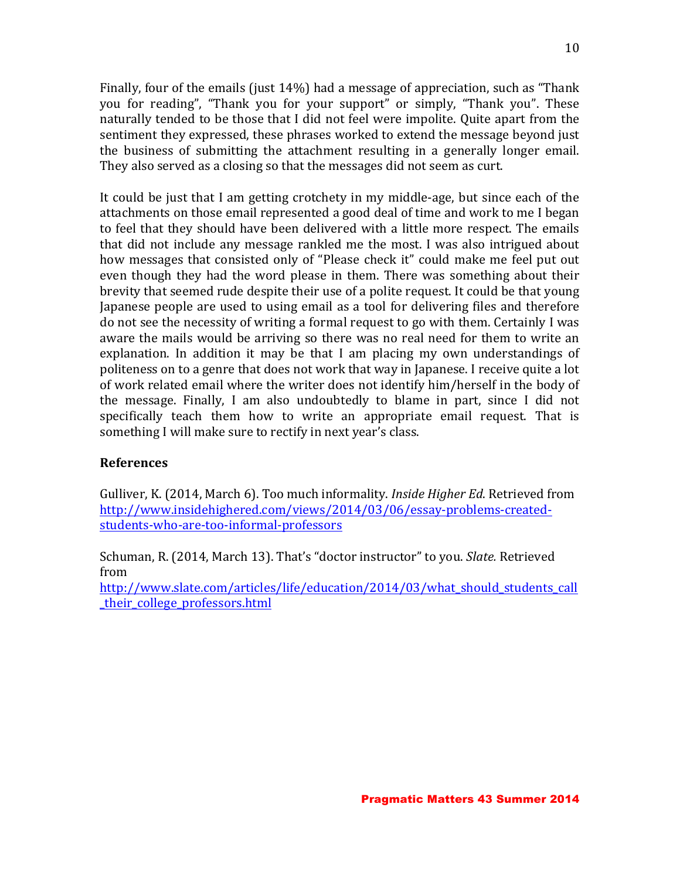Finally, four of the emails (just 14%) had a message of appreciation, such as "Thank you for reading", "Thank you for your support" or simply, "Thank you". These naturally tended to be those that I did not feel were impolite. Quite apart from the sentiment they expressed, these phrases worked to extend the message beyond just the business of submitting the attachment resulting in a generally longer email. They also served as a closing so that the messages did not seem as curt.

It could be just that I am getting crotchety in my middle-age, but since each of the attachments on those email represented a good deal of time and work to me I began to feel that they should have been delivered with a little more respect. The emails that did not include any message rankled me the most. I was also intrigued about how messages that consisted only of "Please check it" could make me feel put out even though they had the word please in them. There was something about their brevity that seemed rude despite their use of a polite request. It could be that young Japanese people are used to using email as a tool for delivering files and therefore do not see the necessity of writing a formal request to go with them. Certainly I was aware the mails would be arriving so there was no real need for them to write an explanation. In addition it may be that I am placing my own understandings of politeness on to a genre that does not work that way in Japanese. I receive quite a lot of work related email where the writer does not identify him/herself in the body of the message. Finally, I am also undoubtedly to blame in part, since I did not specifically teach them how to write an appropriate email request. That is something I will make sure to rectify in next year's class.

**References**

Gulliver, K. (2014, March 6). Too much informality. *Inside Higher Ed*. Retrieved from http://www.insidehighered.com/views/2014/03/06/essay-problems-created-students-who-are-too-informal-professors

Schuman, R. (2014, March 13). That's "doctor instructor" to you. *Slate.* Retrieved from http://www.slate.com/articles/life/education/2014/03/what_should_students_call_their_college_professors.html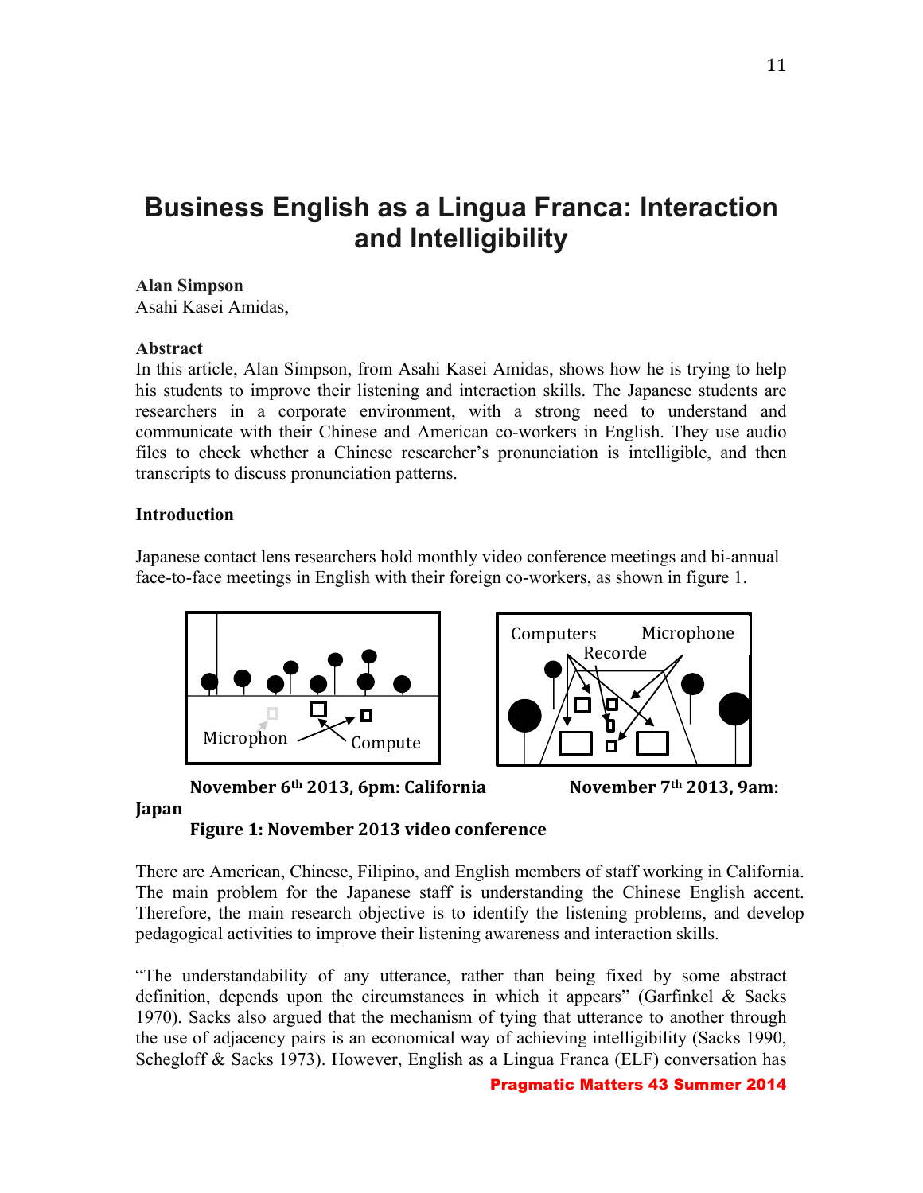# Business English as a Lingua Franca: Interaction and Intelligibility

**Alan Simpson**
Asahi Kasei Amidas,

**Abstract**
In this article, Alan Simpson, from Asahi Kasei Amidas, shows how he is trying to help his students to improve their listening and interaction skills. The Japanese students are researchers in a corporate environment, with a strong need to understand and communicate with their Chinese and American co-workers in English. They use audio files to check whether a Chinese researcher's pronunciation is intelligible, and then transcripts to discuss pronunciation patterns.

**Introduction**

Japanese contact lens researchers hold monthly video conference meetings and bi-annual face-to-face meetings in English with their foreign co-workers, as shown in figure 1.

Microphon Compute

Computers Microphone Recorde

**November 6th 2013, 6pm: California** **November 7th 2013, 9am: Japan**

**Figure 1: November 2013 video conference**

There are American, Chinese, Filipino, and English members of staff working in California. The main problem for the Japanese staff is understanding the Chinese English accent. Therefore, the main research objective is to identify the listening problems, and develop pedagogical activities to improve their listening awareness and interaction skills.

"The understandability of any utterance, rather than being fixed by some abstract definition, depends upon the circumstances in which it appears" (Garfinkel & Sacks 1970). Sacks also argued that the mechanism of tying that utterance to another through the use of adjacency pairs is an economical way of achieving intelligibility (Sacks 1990, Schegloff & Sacks 1973). However, English as a Lingua Franca (ELF) conversation has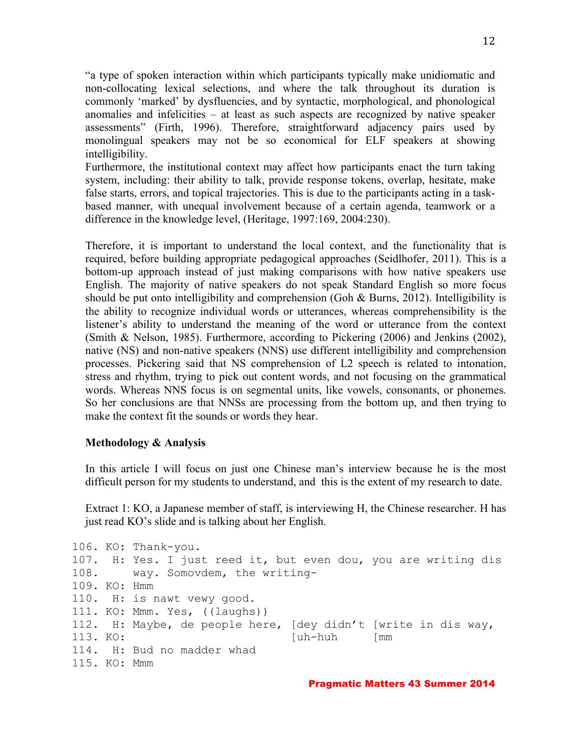"a type of spoken interaction within which participants typically make unidiomatic and non-collocating lexical selections, and where the talk throughout its duration is commonly 'marked' by dysfluencies, and by syntactic, morphological, and phonological anomalies and infelicities – at least as such aspects are recognized by native speaker assessments" (Firth, 1996). Therefore, straightforward adjacency pairs used by monolingual speakers may not be so economical for ELF speakers at showing intelligibility.

Furthermore, the institutional context may affect how participants enact the turn taking system, including: their ability to talk, provide response tokens, overlap, hesitate, make false starts, errors, and topical trajectories. This is due to the participants acting in a task-based manner, with unequal involvement because of a certain agenda, teamwork or a difference in the knowledge level, (Heritage, 1997:169, 2004:230).

Therefore, it is important to understand the local context, and the functionality that is required, before building appropriate pedagogical approaches (Seidlhofer, 2011). This is a bottom-up approach instead of just making comparisons with how native speakers use English. The majority of native speakers do not speak Standard English so more focus should be put onto intelligibility and comprehension (Goh & Burns, 2012). Intelligibility is the ability to recognize individual words or utterances, whereas comprehensibility is the listener's ability to understand the meaning of the word or utterance from the context (Smith & Nelson, 1985). Furthermore, according to Pickering (2006) and Jenkins (2002), native (NS) and non-native speakers (NNS) use different intelligibility and comprehension processes. Pickering said that NS comprehension of L2 speech is related to intonation, stress and rhythm, trying to pick out content words, and not focusing on the grammatical words. Whereas NNS focus is on segmental units, like vowels, consonants, or phonemes. So her conclusions are that NNSs are processing from the bottom up, and then trying to make the context fit the sounds or words they hear.

### Methodology & Analysis

In this article I will focus on just one Chinese man's interview because he is the most difficult person for my students to understand, and this is the extent of my research to date.

Extract 1: KO, a Japanese member of staff, is interviewing H, the Chinese researcher. H has just read KO's slide and is talking about her English.

```
106. KO: Thank-you.
107.  H: Yes. I just reed it, but even dou, you are writing dis
108.     way. Somovdem, the writing-
109. KO: Hmm
110.  H: is nawt vewy good.
111. KO: Mmm. Yes, ((laughs))
112.  H: Maybe, de people here, [dey didn't [write in dis way,
113. KO:                        [uh-huh     [mm
114.  H: Bud no madder whad
115. KO: Mmm
```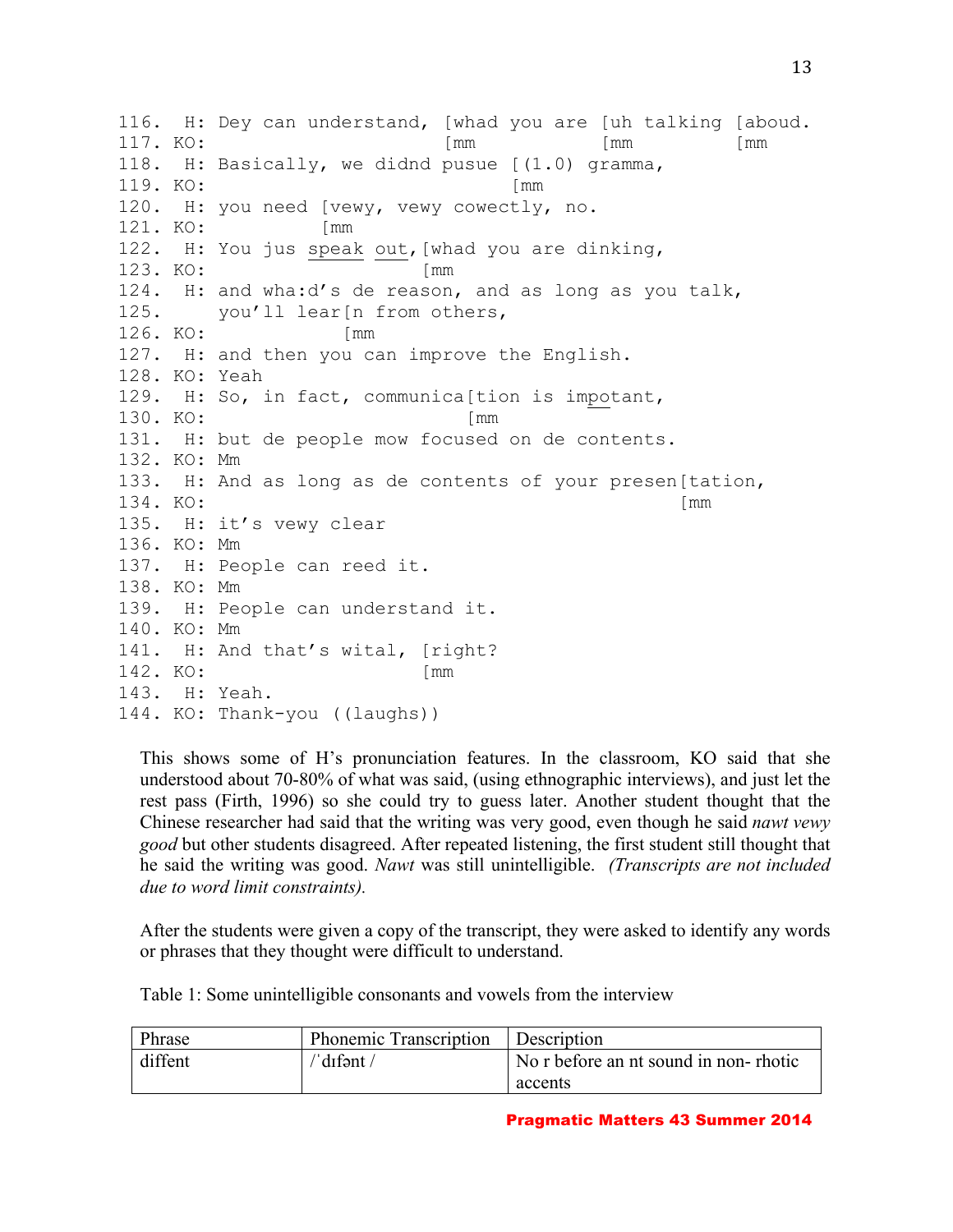```
116.  H: Dey can understand, [whad you are [uh talking [aboud.
117. KO:                      [mm           [mm          [mm
118.  H: Basically, we didnd pusue [(1.0) gramma,
119. KO:                            [mm
120.  H: you need [vewy, vewy cowectly, no.
121. KO:          [mm
122.  H: You jus speak out,[whad you are dinking,
123. KO:                   [mm
124.  H: and wha:d's de reason, and as long as you talk,
125.     you'll lear[n from others,
126. KO:            [mm
127.  H: and then you can improve the English.
128. KO: Yeah
129.  H: So, in fact, communica[tion is impotant,
130. KO:                        [mm
131.  H: but de people mow focused on de contents.
132. KO: Mm
133.  H: And as long as de contents of your presen[tation,
134. KO:                                           [mm
135.  H: it's vewy clear
136. KO: Mm
137.  H: People can reed it.
138. KO: Mm
139.  H: People can understand it.
140. KO: Mm
141.  H: And that's wital, [right?
142. KO:                   [mm
143.  H: Yeah.
144. KO: Thank-you ((laughs))
```

This shows some of H's pronunciation features. In the classroom, KO said that she understood about 70-80% of what was said, (using ethnographic interviews), and just let the rest pass (Firth, 1996) so she could try to guess later. Another student thought that the Chinese researcher had said that the writing was very good, even though he said *nawt vewy good* but other students disagreed. After repeated listening, the first student still thought that he said the writing was good. *Nawt* was still unintelligible. *(Transcripts are not included due to word limit constraints).*

After the students were given a copy of the transcript, they were asked to identify any words or phrases that they thought were difficult to understand.

Table 1: Some unintelligible consonants and vowels from the interview

| Phrase | Phonemic Transcription | Description |
|---|---|---|
| diffent | /ˈdɪfənt / | No r before an nt sound in non- rhotic accents |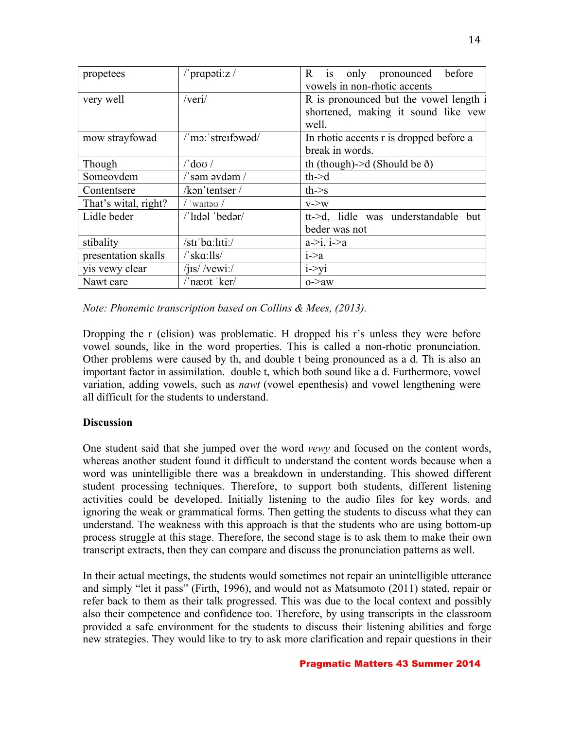| propetees | /ˈprɑpəti:z / | R is only pronounced before vowels in non-rhotic accents |
|---|---|---|
| very well | /veri/ | R is pronounced but the vowel length i shortened, making it sound like vew well. |
| mow strayfowad | /ˈmɔ:ˈstreɪfɔwəd/ | In rhotic accents r is dropped before a break in words. |
| Though | /ˈdoʊ / | th (though)->d (Should be ð) |
| Someovdem | /ˈsəm əvdəm / | th->d |
| Contentsere | /kənˈtentser / | th->s |
| That's wital, right? | / ˈwaɪtəʊ / | v->w |
| Lidle beder | /ˈlɪdəl ˈbedər/ | tt->d, lidle was understandable but beder was not |
| stibality | /stɪˈbɑ:lɪti:/ | a->i, i->a |
| presentation skalls | /ˈskɑ:lls/ | i->a |
| yis vewy clear | /jɪs/ /vewi:/ | i->yi |
| Nawt care | /ˈnæʊt ˈker/ | o->aw |

*Note: Phonemic transcription based on Collins & Mees, (2013).*

Dropping the r (elision) was problematic. H dropped his r's unless they were before vowel sounds, like in the word properties. This is called a non-rhotic pronunciation. Other problems were caused by th, and double t being pronounced as a d. Th is also an important factor in assimilation. double t, which both sound like a d. Furthermore, vowel variation, adding vowels, such as *nawt* (vowel epenthesis) and vowel lengthening were all difficult for the students to understand.

**Discussion**

One student said that she jumped over the word *vewy* and focused on the content words, whereas another student found it difficult to understand the content words because when a word was unintelligible there was a breakdown in understanding. This showed different student processing techniques. Therefore, to support both students, different listening activities could be developed. Initially listening to the audio files for key words, and ignoring the weak or grammatical forms. Then getting the students to discuss what they can understand. The weakness with this approach is that the students who are using bottom-up process struggle at this stage. Therefore, the second stage is to ask them to make their own transcript extracts, then they can compare and discuss the pronunciation patterns as well.

In their actual meetings, the students would sometimes not repair an unintelligible utterance and simply "let it pass" (Firth, 1996), and would not as Matsumoto (2011) stated, repair or refer back to them as their talk progressed. This was due to the local context and possibly also their competence and confidence too. Therefore, by using transcripts in the classroom provided a safe environment for the students to discuss their listening abilities and forge new strategies. They would like to try to ask more clarification and repair questions in their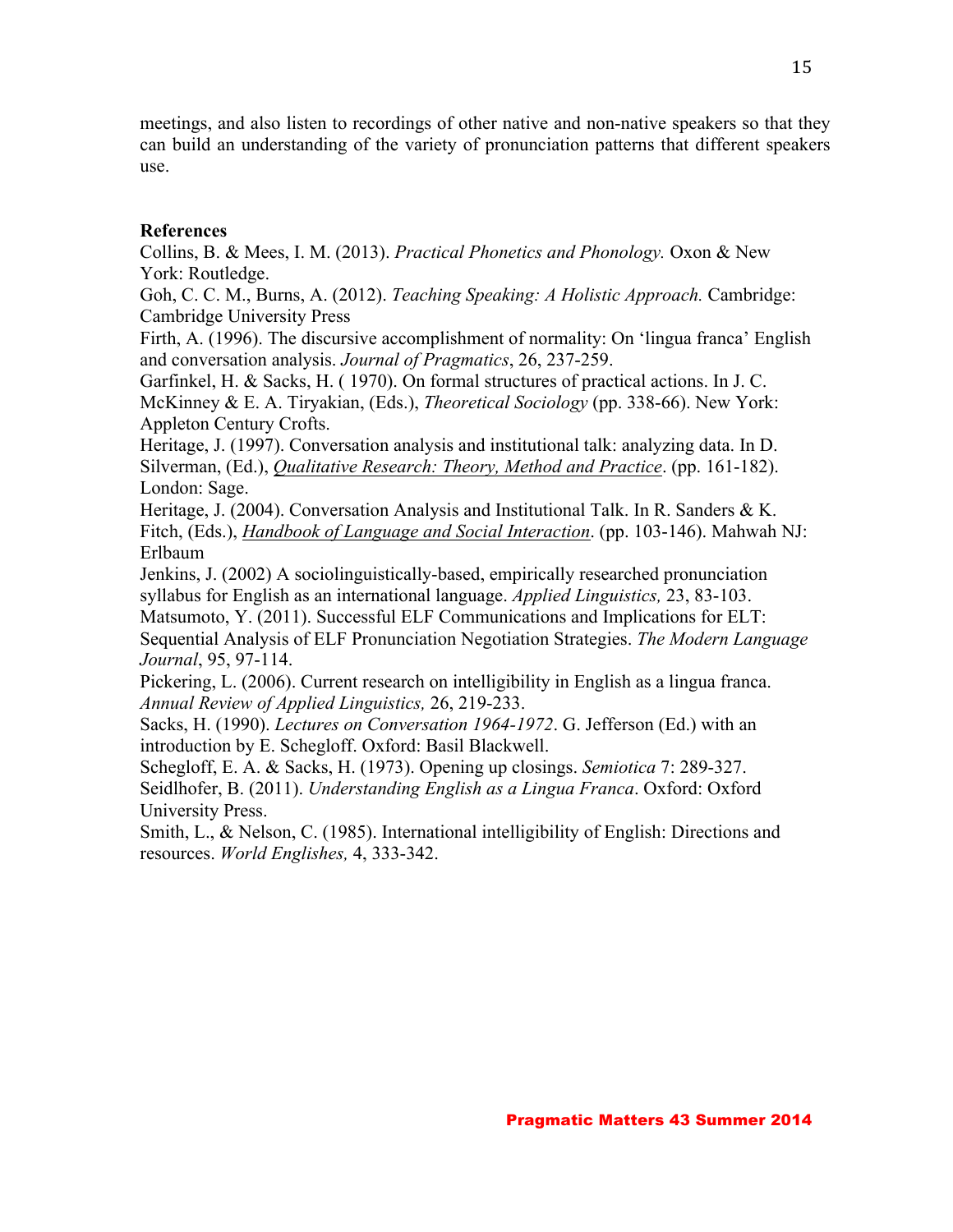meetings, and also listen to recordings of other native and non-native speakers so that they can build an understanding of the variety of pronunciation patterns that different speakers use.

**References**

Collins, B. & Mees, I. M. (2013). *Practical Phonetics and Phonology.* Oxon & New York: Routledge.

Goh, C. C. M., Burns, A. (2012). *Teaching Speaking: A Holistic Approach.* Cambridge: Cambridge University Press

Firth, A. (1996). The discursive accomplishment of normality: On 'lingua franca' English and conversation analysis. *Journal of Pragmatics*, 26, 237-259.

Garfinkel, H. & Sacks, H. ( 1970). On formal structures of practical actions. In J. C. McKinney & E. A. Tiryakian, (Eds.), *Theoretical Sociology* (pp. 338-66). New York: Appleton Century Crofts.

Heritage, J. (1997). Conversation analysis and institutional talk: analyzing data. In D. Silverman, (Ed.), *Qualitative Research: Theory, Method and Practice*. (pp. 161-182). London: Sage.

Heritage, J. (2004). Conversation Analysis and Institutional Talk. In R. Sanders & K. Fitch, (Eds.), *Handbook of Language and Social Interaction*. (pp. 103-146). Mahwah NJ: Erlbaum

Jenkins, J. (2002) A sociolinguistically-based, empirically researched pronunciation syllabus for English as an international language. *Applied Linguistics,* 23, 83-103.

Matsumoto, Y. (2011). Successful ELF Communications and Implications for ELT: Sequential Analysis of ELF Pronunciation Negotiation Strategies. *The Modern Language Journal*, 95, 97-114.

Pickering, L. (2006). Current research on intelligibility in English as a lingua franca. *Annual Review of Applied Linguistics,* 26, 219-233.

Sacks, H. (1990). *Lectures on Conversation 1964-1972*. G. Jefferson (Ed.) with an introduction by E. Schegloff. Oxford: Basil Blackwell.

Schegloff, E. A. & Sacks, H. (1973). Opening up closings. *Semiotica* 7: 289-327.

Seidlhofer, B. (2011). *Understanding English as a Lingua Franca*. Oxford: Oxford University Press.

Smith, L., & Nelson, C. (1985). International intelligibility of English: Directions and resources. *World Englishes,* 4, 333-342.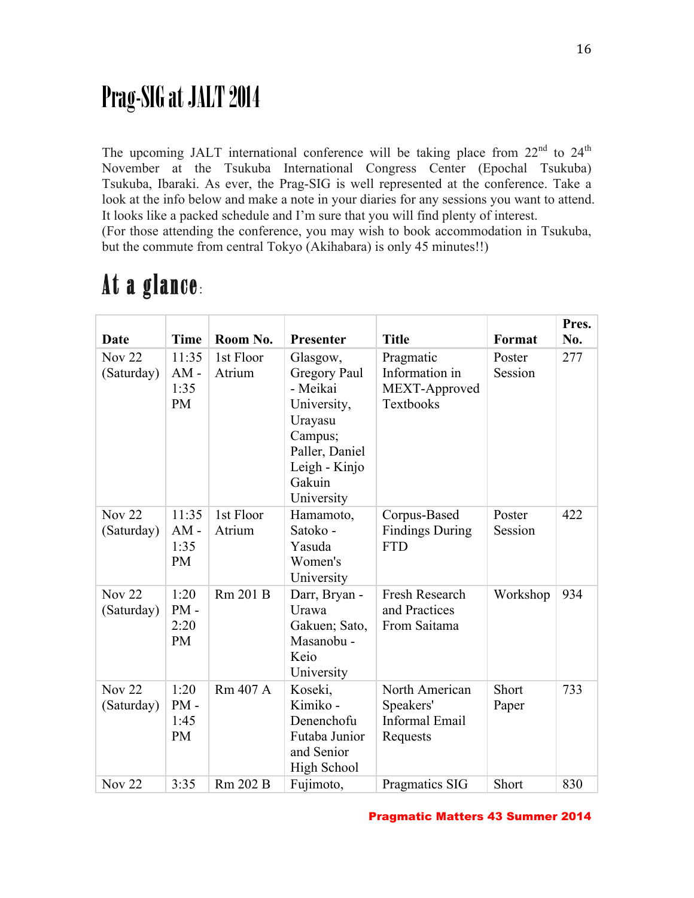# Prag-SIG at JALT 2014

The upcoming JALT international conference will be taking place from 22nd to 24th November at the Tsukuba International Congress Center (Epochal Tsukuba) Tsukuba, Ibaraki. As ever, the Prag-SIG is well represented at the conference. Take a look at the info below and make a note in your diaries for any sessions you want to attend. It looks like a packed schedule and I'm sure that you will find plenty of interest.
(For those attending the conference, you may wish to book accommodation in Tsukuba, but the commute from central Tokyo (Akihabara) is only 45 minutes!!)

## At a glance:

| Date | Time | Room No. | Presenter | Title | Format | Pres. No. |
|---|---|---|---|---|---|---|
| Nov 22 (Saturday) | 11:35 AM - 1:35 PM | 1st Floor Atrium | Glasgow, Gregory Paul - Meikai University, Urayasu Campus; Paller, Daniel Leigh - Kinjo Gakuin University | Pragmatic Information in MEXT-Approved Textbooks | Poster Session | 277 |
| Nov 22 (Saturday) | 11:35 AM - 1:35 PM | 1st Floor Atrium | Hamamoto, Satoko - Yasuda Women's University | Corpus-Based Findings During FTD | Poster Session | 422 |
| Nov 22 (Saturday) | 1:20 PM - 2:20 PM | Rm 201 B | Darr, Bryan - Urawa Gakuen; Sato, Masanobu - Keio University | Fresh Research and Practices From Saitama | Workshop | 934 |
| Nov 22 (Saturday) | 1:20 PM - 1:45 PM | Rm 407 A | Koseki, Kimiko - Denenchofu Futaba Junior and Senior High School | North American Speakers' Informal Email Requests | Short Paper | 733 |
| Nov 22 | 3:35 | Rm 202 B | Fujimoto, | Pragmatics SIG | Short | 830 |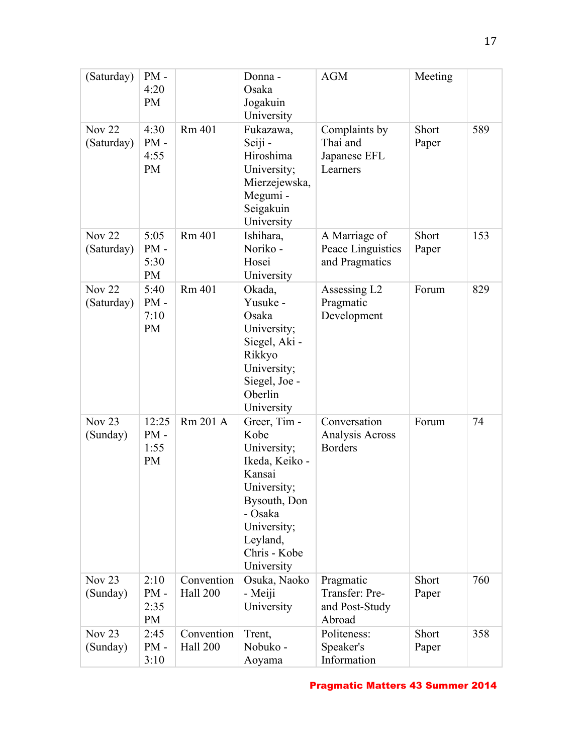| (Saturday) | PM - 4:20 PM | | Donna - Osaka Jogakuin University | AGM | Meeting | |
|---|---|---|---|---|---|---|
| Nov 22 (Saturday) | 4:30 PM - 4:55 PM | Rm 401 | Fukazawa, Seiji - Hiroshima University; Mierzejewska, Megumi - Seigakuin University | Complaints by Thai and Japanese EFL Learners | Short Paper | 589 |
| Nov 22 (Saturday) | 5:05 PM - 5:30 PM | Rm 401 | Ishihara, Noriko - Hosei University | A Marriage of Peace Linguistics and Pragmatics | Short Paper | 153 |
| Nov 22 (Saturday) | 5:40 PM - 7:10 PM | Rm 401 | Okada, Yusuke - Osaka University; Siegel, Aki - Rikkyo University; Siegel, Joe - Oberlin University | Assessing L2 Pragmatic Development | Forum | 829 |
| Nov 23 (Sunday) | 12:25 PM - 1:55 PM | Rm 201 A | Greer, Tim - Kobe University; Ikeda, Keiko - Kansai University; Bysouth, Don - Osaka University; Leyland, Chris - Kobe University | Conversation Analysis Across Borders | Forum | 74 |
| Nov 23 (Sunday) | 2:10 PM - 2:35 PM | Convention Hall 200 | Osuka, Naoko - Meiji University | Pragmatic Transfer: Pre- and Post-Study Abroad | Short Paper | 760 |
| Nov 23 (Sunday) | 2:45 PM - 3:10 | Convention Hall 200 | Trent, Nobuko - Aoyama | Politeness: Speaker's Information | Short Paper | 358 |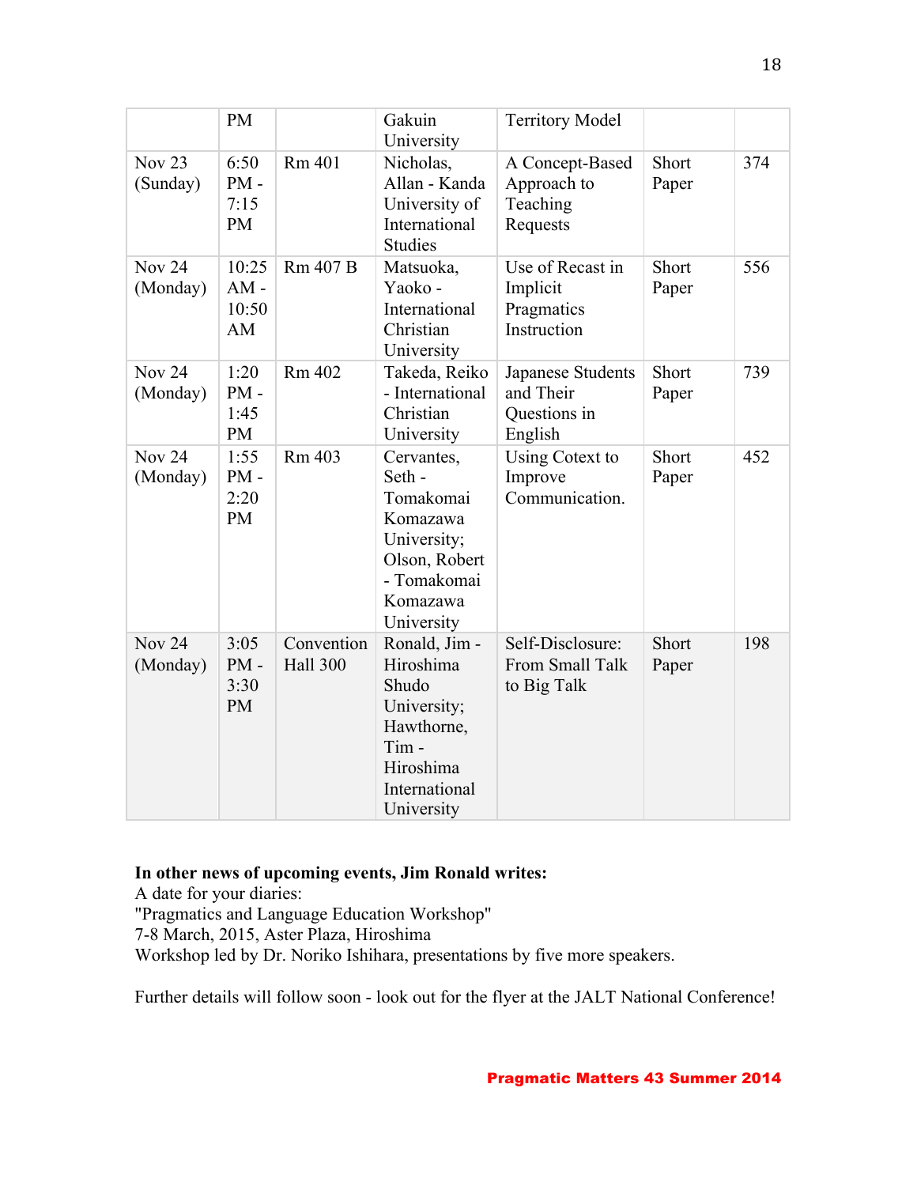| | | | | | | |
|---|---|---|---|---|---|---|
| | PM | | Gakuin University | Territory Model | | |
| Nov 23 (Sunday) | 6:50 PM - 7:15 PM | Rm 401 | Nicholas, Allan - Kanda University of International Studies | A Concept-Based Approach to Teaching Requests | Short Paper | 374 |
| Nov 24 (Monday) | 10:25 AM - 10:50 AM | Rm 407 B | Matsuoka, Yaoko - International Christian University | Use of Recast in Implicit Pragmatics Instruction | Short Paper | 556 |
| Nov 24 (Monday) | 1:20 PM - 1:45 PM | Rm 402 | Takeda, Reiko - International Christian University | Japanese Students and Their Questions in English | Short Paper | 739 |
| Nov 24 (Monday) | 1:55 PM - 2:20 PM | Rm 403 | Cervantes, Seth - Tomakomai Komazawa University; Olson, Robert - Tomakomai Komazawa University | Using Cotext to Improve Communication. | Short Paper | 452 |
| Nov 24 (Monday) | 3:05 PM - 3:30 PM | Convention Hall 300 | Ronald, Jim - Hiroshima Shudo University; Hawthorne, Tim - Hiroshima International University | Self-Disclosure: From Small Talk to Big Talk | Short Paper | 198 |

**In other news of upcoming events, Jim Ronald writes:**
A date for your diaries:
"Pragmatics and Language Education Workshop"
7-8 March, 2015, Aster Plaza, Hiroshima
Workshop led by Dr. Noriko Ishihara, presentations by five more speakers.

Further details will follow soon - look out for the flyer at the JALT National Conference!